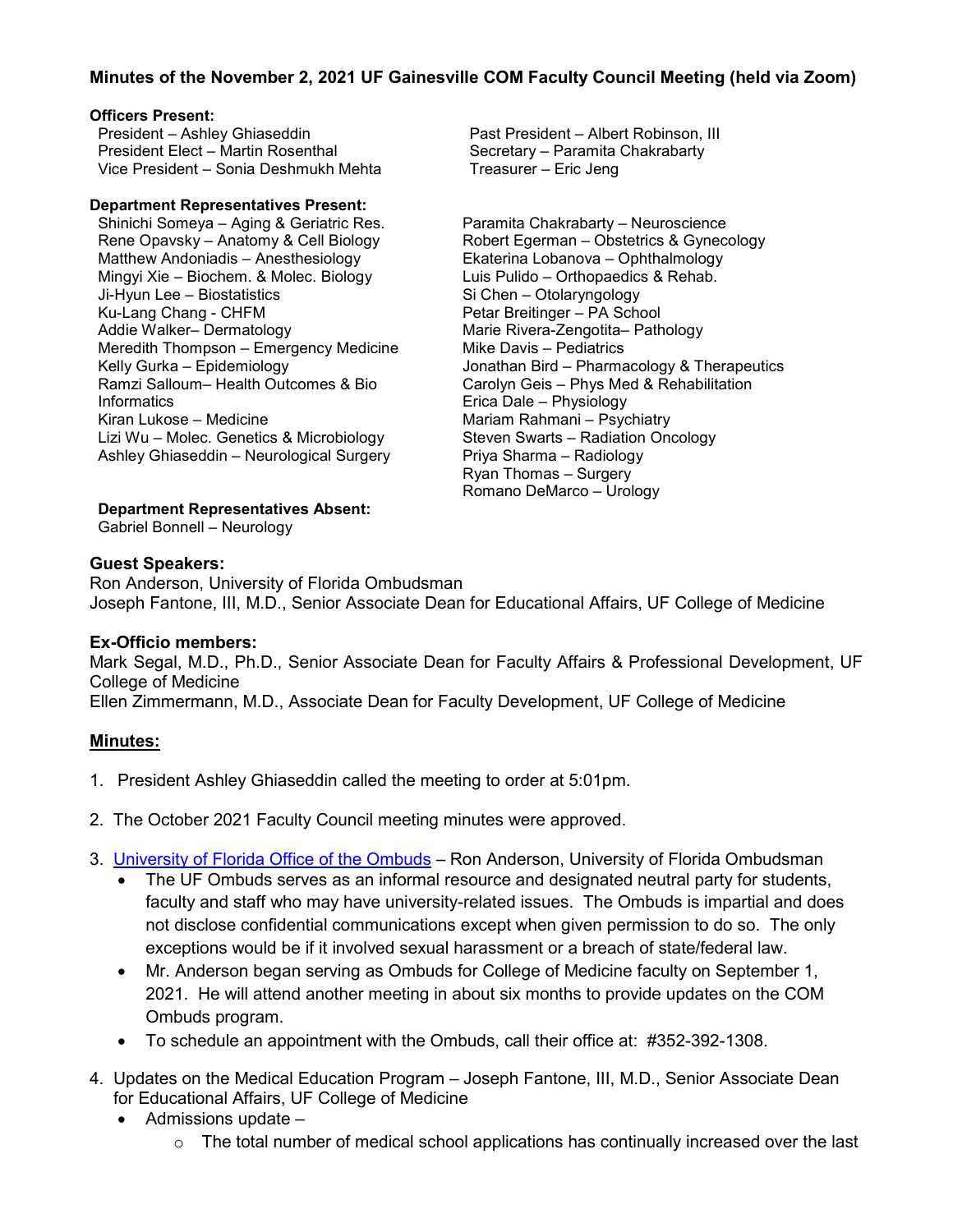**Minutes of the November 2, 2021 UF Gainesville COM Faculty Council Meeting (held via Zoom)**

**Officers Present:**

President – Ashley Ghiaseddin
President Elect – Martin Rosenthal
Vice President – Sonia Deshmukh Mehta
Past President – Albert Robinson, III
Secretary – Paramita Chakrabarty
Treasurer – Eric Jeng

**Department Representatives Present:**

Shinichi Someya – Aging & Geriatric Res.
Rene Opavsky – Anatomy & Cell Biology
Matthew Andoniadis – Anesthesiology
Mingyi Xie – Biochem. & Molec. Biology
Ji-Hyun Lee – Biostatistics
Ku-Lang Chang - CHFM
Addie Walker– Dermatology
Meredith Thompson – Emergency Medicine
Kelly Gurka – Epidemiology
Ramzi Salloum– Health Outcomes & Bio Informatics
Kiran Lukose – Medicine
Lizi Wu – Molec. Genetics & Microbiology
Ashley Ghiaseddin – Neurological Surgery
Paramita Chakrabarty – Neuroscience
Robert Egerman – Obstetrics & Gynecology
Ekaterina Lobanova – Ophthalmology
Luis Pulido – Orthopaedics & Rehab.
Si Chen – Otolaryngology
Petar Breitinger – PA School
Marie Rivera-Zengotita– Pathology
Mike Davis – Pediatrics
Jonathan Bird – Pharmacology & Therapeutics
Carolyn Geis – Phys Med & Rehabilitation
Erica Dale – Physiology
Mariam Rahmani – Psychiatry
Steven Swarts – Radiation Oncology
Priya Sharma – Radiology
Ryan Thomas – Surgery
Romano DeMarco – Urology

**Department Representatives Absent:**

Gabriel Bonnell – Neurology

**Guest Speakers:**

Ron Anderson, University of Florida Ombudsman
Joseph Fantone, III, M.D., Senior Associate Dean for Educational Affairs, UF College of Medicine

**Ex-Officio members:**

Mark Segal, M.D., Ph.D., Senior Associate Dean for Faculty Affairs & Professional Development, UF College of Medicine
Ellen Zimmermann, M.D., Associate Dean for Faculty Development, UF College of Medicine

## Minutes:

1. President Ashley Ghiaseddin called the meeting to order at 5:01pm.

2. The October 2021 Faculty Council meeting minutes were approved.

3. University of Florida Office of the Ombuds – Ron Anderson, University of Florida Ombudsman
   - The UF Ombuds serves as an informal resource and designated neutral party for students, faculty and staff who may have university-related issues. The Ombuds is impartial and does not disclose confidential communications except when given permission to do so. The only exceptions would be if it involved sexual harassment or a breach of state/federal law.
   - Mr. Anderson began serving as Ombuds for College of Medicine faculty on September 1, 2021. He will attend another meeting in about six months to provide updates on the COM Ombuds program.
   - To schedule an appointment with the Ombuds, call their office at: #352-392-1308.

4. Updates on the Medical Education Program – Joseph Fantone, III, M.D., Senior Associate Dean for Educational Affairs, UF College of Medicine
   - Admissions update –
     - The total number of medical school applications has continually increased over the last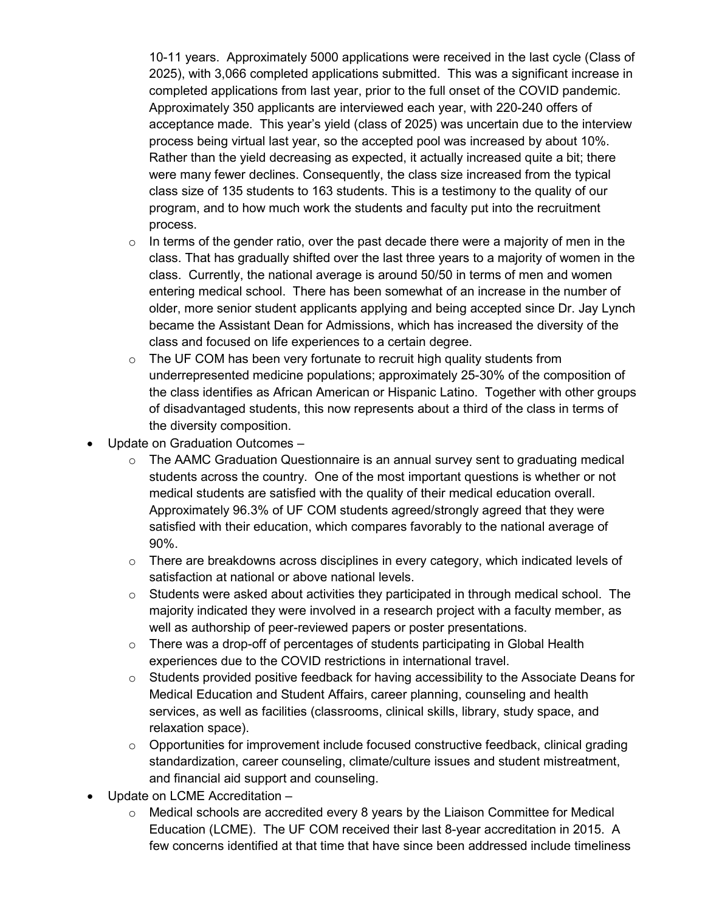10-11 years. Approximately 5000 applications were received in the last cycle (Class of 2025), with 3,066 completed applications submitted. This was a significant increase in completed applications from last year, prior to the full onset of the COVID pandemic. Approximately 350 applicants are interviewed each year, with 220-240 offers of acceptance made. This year's yield (class of 2025) was uncertain due to the interview process being virtual last year, so the accepted pool was increased by about 10%. Rather than the yield decreasing as expected, it actually increased quite a bit; there were many fewer declines. Consequently, the class size increased from the typical class size of 135 students to 163 students. This is a testimony to the quality of our program, and to how much work the students and faculty put into the recruitment process.

  - In terms of the gender ratio, over the past decade there were a majority of men in the class. That has gradually shifted over the last three years to a majority of women in the class. Currently, the national average is around 50/50 in terms of men and women entering medical school. There has been somewhat of an increase in the number of older, more senior student applicants applying and being accepted since Dr. Jay Lynch became the Assistant Dean for Admissions, which has increased the diversity of the class and focused on life experiences to a certain degree.
  - The UF COM has been very fortunate to recruit high quality students from underrepresented medicine populations; approximately 25-30% of the composition of the class identifies as African American or Hispanic Latino. Together with other groups of disadvantaged students, this now represents about a third of the class in terms of the diversity composition.
- Update on Graduation Outcomes –
  - The AAMC Graduation Questionnaire is an annual survey sent to graduating medical students across the country. One of the most important questions is whether or not medical students are satisfied with the quality of their medical education overall. Approximately 96.3% of UF COM students agreed/strongly agreed that they were satisfied with their education, which compares favorably to the national average of 90%.
  - There are breakdowns across disciplines in every category, which indicated levels of satisfaction at national or above national levels.
  - Students were asked about activities they participated in through medical school. The majority indicated they were involved in a research project with a faculty member, as well as authorship of peer-reviewed papers or poster presentations.
  - There was a drop-off of percentages of students participating in Global Health experiences due to the COVID restrictions in international travel.
  - Students provided positive feedback for having accessibility to the Associate Deans for Medical Education and Student Affairs, career planning, counseling and health services, as well as facilities (classrooms, clinical skills, library, study space, and relaxation space).
  - Opportunities for improvement include focused constructive feedback, clinical grading standardization, career counseling, climate/culture issues and student mistreatment, and financial aid support and counseling.
- Update on LCME Accreditation –
  - Medical schools are accredited every 8 years by the Liaison Committee for Medical Education (LCME). The UF COM received their last 8-year accreditation in 2015. A few concerns identified at that time that have since been addressed include timeliness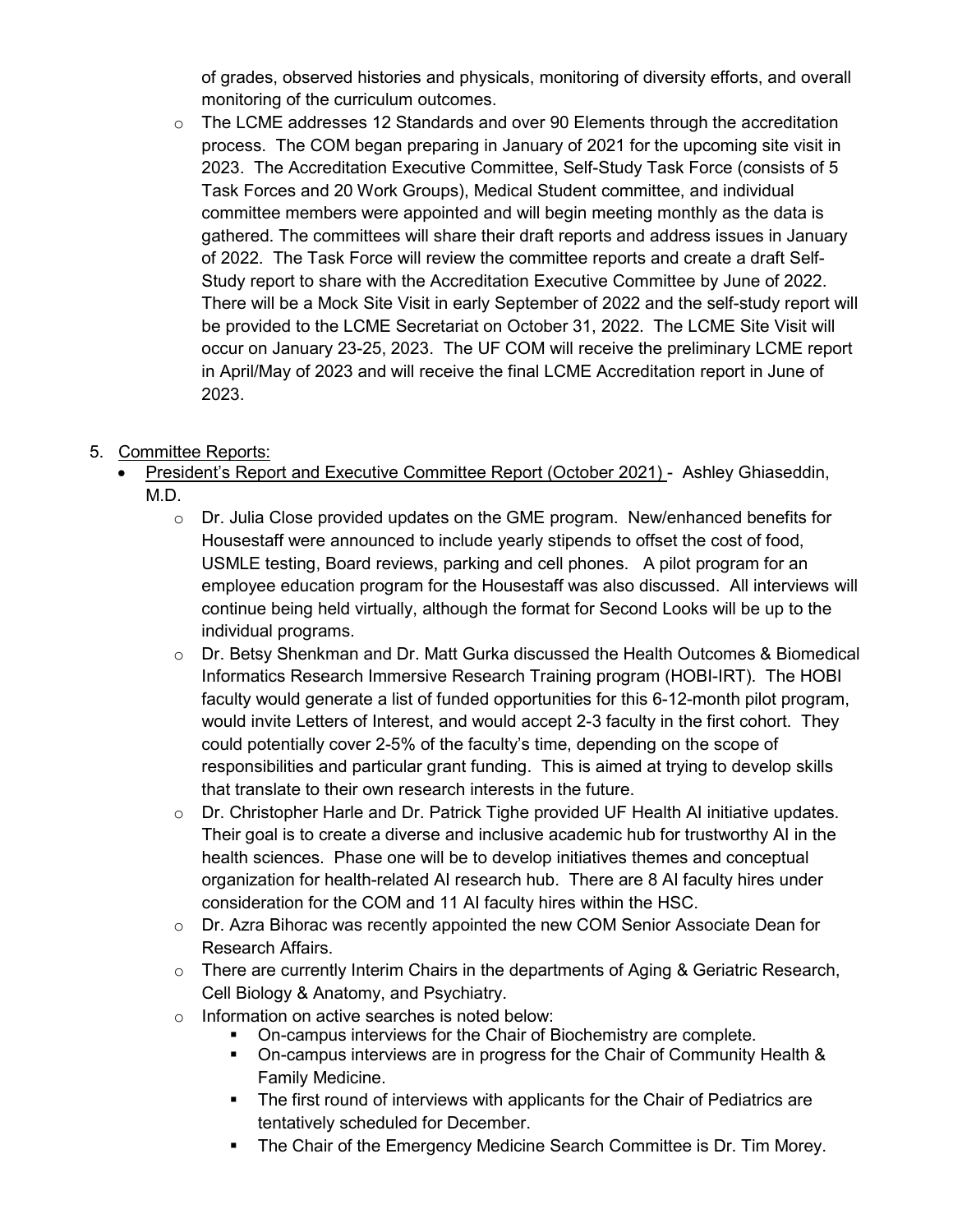of grades, observed histories and physicals, monitoring of diversity efforts, and overall monitoring of the curriculum outcomes.

- The LCME addresses 12 Standards and over 90 Elements through the accreditation process. The COM began preparing in January of 2021 for the upcoming site visit in 2023. The Accreditation Executive Committee, Self-Study Task Force (consists of 5 Task Forces and 20 Work Groups), Medical Student committee, and individual committee members were appointed and will begin meeting monthly as the data is gathered. The committees will share their draft reports and address issues in January of 2022. The Task Force will review the committee reports and create a draft Self-Study report to share with the Accreditation Executive Committee by June of 2022. There will be a Mock Site Visit in early September of 2022 and the self-study report will be provided to the LCME Secretariat on October 31, 2022. The LCME Site Visit will occur on January 23-25, 2023. The UF COM will receive the preliminary LCME report in April/May of 2023 and will receive the final LCME Accreditation report in June of 2023.

5. Committee Reports:
   - President's Report and Executive Committee Report (October 2021) - Ashley Ghiaseddin, M.D.
     - Dr. Julia Close provided updates on the GME program. New/enhanced benefits for Housestaff were announced to include yearly stipends to offset the cost of food, USMLE testing, Board reviews, parking and cell phones. A pilot program for an employee education program for the Housestaff was also discussed. All interviews will continue being held virtually, although the format for Second Looks will be up to the individual programs.
     - Dr. Betsy Shenkman and Dr. Matt Gurka discussed the Health Outcomes & Biomedical Informatics Research Immersive Research Training program (HOBI-IRT). The HOBI faculty would generate a list of funded opportunities for this 6-12-month pilot program, would invite Letters of Interest, and would accept 2-3 faculty in the first cohort. They could potentially cover 2-5% of the faculty's time, depending on the scope of responsibilities and particular grant funding. This is aimed at trying to develop skills that translate to their own research interests in the future.
     - Dr. Christopher Harle and Dr. Patrick Tighe provided UF Health AI initiative updates. Their goal is to create a diverse and inclusive academic hub for trustworthy AI in the health sciences. Phase one will be to develop initiatives themes and conceptual organization for health-related AI research hub. There are 8 AI faculty hires under consideration for the COM and 11 AI faculty hires within the HSC.
     - Dr. Azra Bihorac was recently appointed the new COM Senior Associate Dean for Research Affairs.
     - There are currently Interim Chairs in the departments of Aging & Geriatric Research, Cell Biology & Anatomy, and Psychiatry.
     - Information on active searches is noted below:
       - On-campus interviews for the Chair of Biochemistry are complete.
       - On-campus interviews are in progress for the Chair of Community Health & Family Medicine.
       - The first round of interviews with applicants for the Chair of Pediatrics are tentatively scheduled for December.
       - The Chair of the Emergency Medicine Search Committee is Dr. Tim Morey.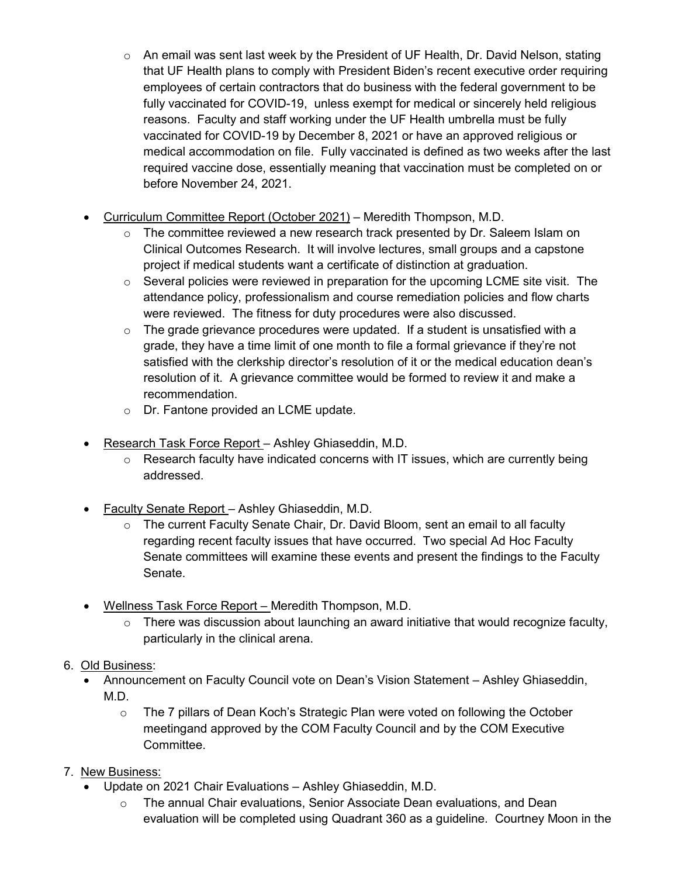- An email was sent last week by the President of UF Health, Dr. David Nelson, stating that UF Health plans to comply with President Biden's recent executive order requiring employees of certain contractors that do business with the federal government to be fully vaccinated for COVID-19, unless exempt for medical or sincerely held religious reasons. Faculty and staff working under the UF Health umbrella must be fully vaccinated for COVID-19 by December 8, 2021 or have an approved religious or medical accommodation on file. Fully vaccinated is defined as two weeks after the last required vaccine dose, essentially meaning that vaccination must be completed on or before November 24, 2021.

- Curriculum Committee Report (October 2021) – Meredith Thompson, M.D.
    - The committee reviewed a new research track presented by Dr. Saleem Islam on Clinical Outcomes Research. It will involve lectures, small groups and a capstone project if medical students want a certificate of distinction at graduation.
    - Several policies were reviewed in preparation for the upcoming LCME site visit. The attendance policy, professionalism and course remediation policies and flow charts were reviewed. The fitness for duty procedures were also discussed.
    - The grade grievance procedures were updated. If a student is unsatisfied with a grade, they have a time limit of one month to file a formal grievance if they're not satisfied with the clerkship director's resolution of it or the medical education dean's resolution of it. A grievance committee would be formed to review it and make a recommendation.
    - Dr. Fantone provided an LCME update.

- Research Task Force Report – Ashley Ghiaseddin, M.D.
    - Research faculty have indicated concerns with IT issues, which are currently being addressed.

- Faculty Senate Report – Ashley Ghiaseddin, M.D.
    - The current Faculty Senate Chair, Dr. David Bloom, sent an email to all faculty regarding recent faculty issues that have occurred. Two special Ad Hoc Faculty Senate committees will examine these events and present the findings to the Faculty Senate.

- Wellness Task Force Report – Meredith Thompson, M.D.
    - There was discussion about launching an award initiative that would recognize faculty, particularly in the clinical arena.

6. Old Business:
    - Announcement on Faculty Council vote on Dean's Vision Statement – Ashley Ghiaseddin, M.D.
        - The 7 pillars of Dean Koch's Strategic Plan were voted on following the October meetingand approved by the COM Faculty Council and by the COM Executive Committee.

7. New Business:
    - Update on 2021 Chair Evaluations – Ashley Ghiaseddin, M.D.
        - The annual Chair evaluations, Senior Associate Dean evaluations, and Dean evaluation will be completed using Quadrant 360 as a guideline. Courtney Moon in the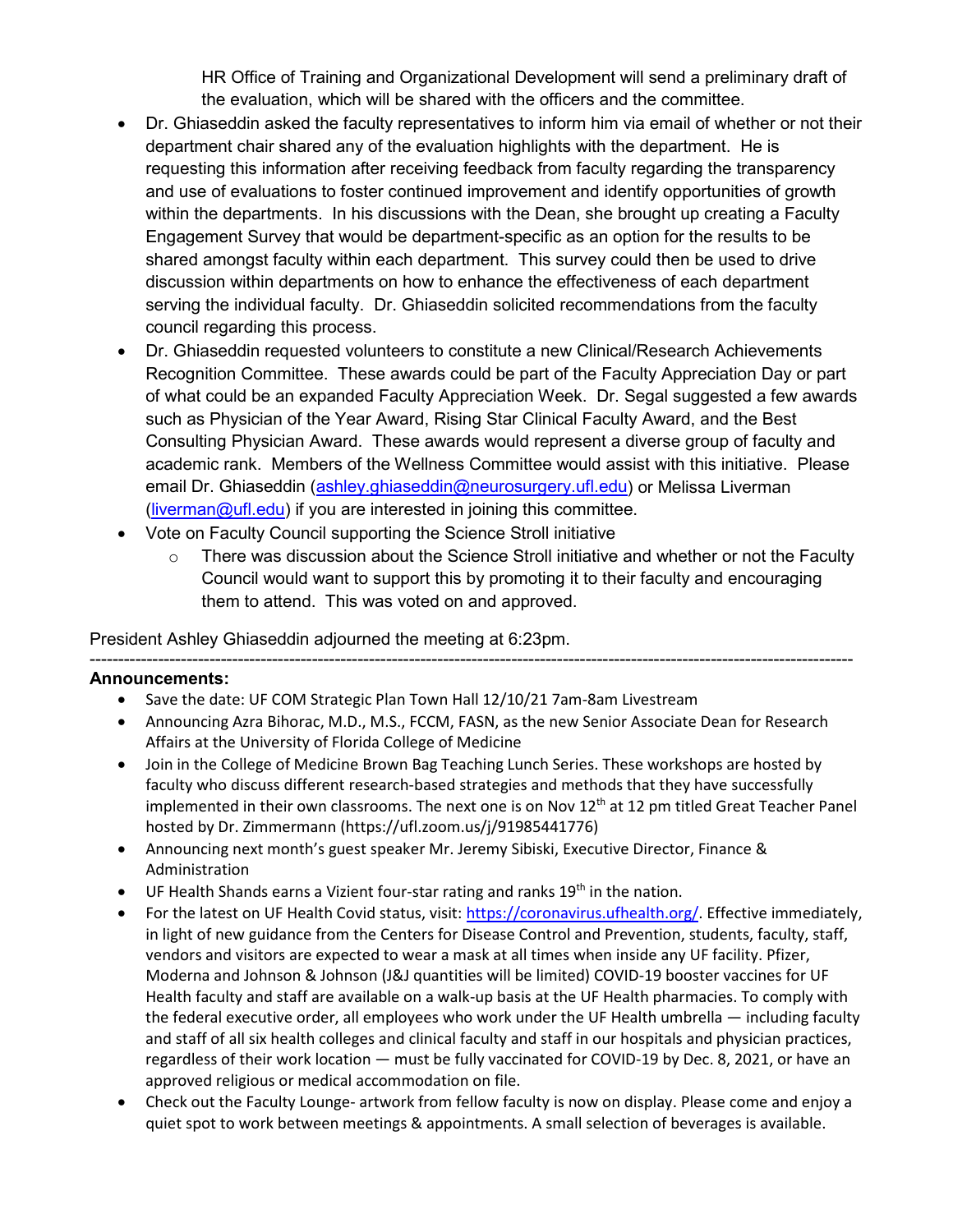HR Office of Training and Organizational Development will send a preliminary draft of the evaluation, which will be shared with the officers and the committee.

- Dr. Ghiaseddin asked the faculty representatives to inform him via email of whether or not their department chair shared any of the evaluation highlights with the department. He is requesting this information after receiving feedback from faculty regarding the transparency and use of evaluations to foster continued improvement and identify opportunities of growth within the departments. In his discussions with the Dean, she brought up creating a Faculty Engagement Survey that would be department-specific as an option for the results to be shared amongst faculty within each department. This survey could then be used to drive discussion within departments on how to enhance the effectiveness of each department serving the individual faculty. Dr. Ghiaseddin solicited recommendations from the faculty council regarding this process.
- Dr. Ghiaseddin requested volunteers to constitute a new Clinical/Research Achievements Recognition Committee. These awards could be part of the Faculty Appreciation Day or part of what could be an expanded Faculty Appreciation Week. Dr. Segal suggested a few awards such as Physician of the Year Award, Rising Star Clinical Faculty Award, and the Best Consulting Physician Award. These awards would represent a diverse group of faculty and academic rank. Members of the Wellness Committee would assist with this initiative. Please email Dr. Ghiaseddin (ashley.ghiaseddin@neurosurgery.ufl.edu) or Melissa Liverman (liverman@ufl.edu) if you are interested in joining this committee.
- Vote on Faculty Council supporting the Science Stroll initiative
  - There was discussion about the Science Stroll initiative and whether or not the Faculty Council would want to support this by promoting it to their faculty and encouraging them to attend. This was voted on and approved.

President Ashley Ghiaseddin adjourned the meeting at 6:23pm.

---

**Announcements:**

- Save the date: UF COM Strategic Plan Town Hall 12/10/21 7am-8am Livestream
- Announcing Azra Bihorac, M.D., M.S., FCCM, FASN, as the new Senior Associate Dean for Research Affairs at the University of Florida College of Medicine
- Join in the College of Medicine Brown Bag Teaching Lunch Series. These workshops are hosted by faculty who discuss different research-based strategies and methods that they have successfully implemented in their own classrooms. The next one is on Nov 12th at 12 pm titled Great Teacher Panel hosted by Dr. Zimmermann (https://ufl.zoom.us/j/91985441776)
- Announcing next month's guest speaker Mr. Jeremy Sibiski, Executive Director, Finance & Administration
- UF Health Shands earns a Vizient four-star rating and ranks 19th in the nation.
- For the latest on UF Health Covid status, visit: https://coronavirus.ufhealth.org/. Effective immediately, in light of new guidance from the Centers for Disease Control and Prevention, students, faculty, staff, vendors and visitors are expected to wear a mask at all times when inside any UF facility. Pfizer, Moderna and Johnson & Johnson (J&J quantities will be limited) COVID-19 booster vaccines for UF Health faculty and staff are available on a walk-up basis at the UF Health pharmacies. To comply with the federal executive order, all employees who work under the UF Health umbrella — including faculty and staff of all six health colleges and clinical faculty and staff in our hospitals and physician practices, regardless of their work location — must be fully vaccinated for COVID-19 by Dec. 8, 2021, or have an approved religious or medical accommodation on file.
- Check out the Faculty Lounge- artwork from fellow faculty is now on display. Please come and enjoy a quiet spot to work between meetings & appointments. A small selection of beverages is available.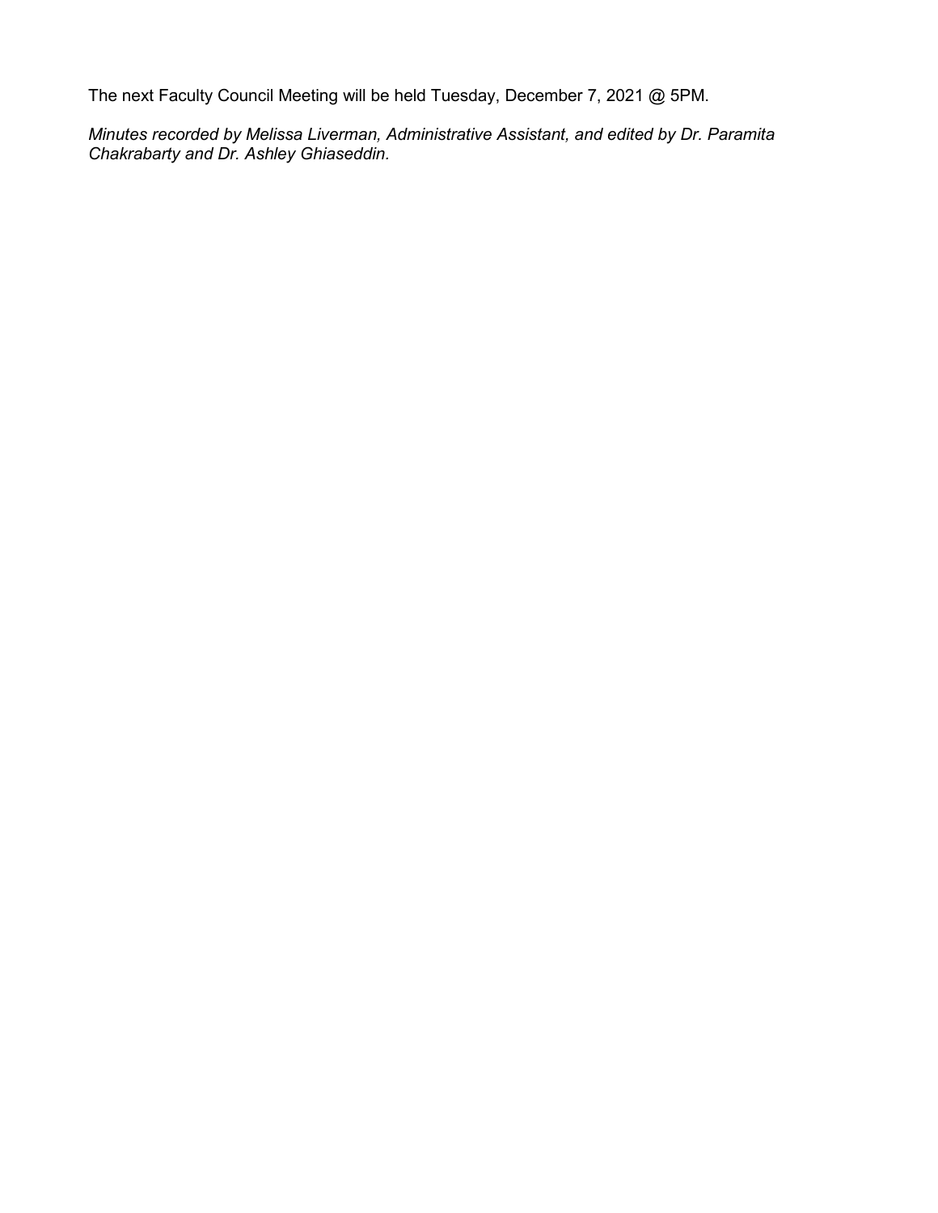The next Faculty Council Meeting will be held Tuesday, December 7, 2021 @ 5PM.

*Minutes recorded by Melissa Liverman, Administrative Assistant, and edited by Dr. Paramita Chakrabarty and Dr. Ashley Ghiaseddin.*